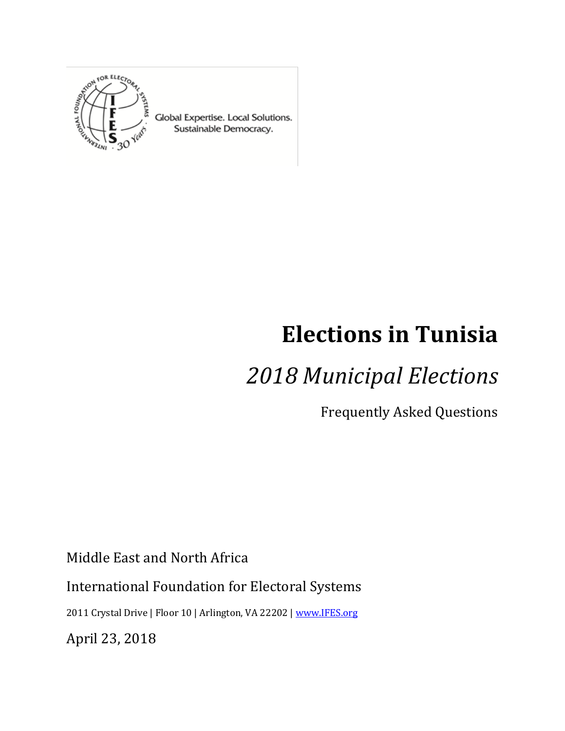Global Expertise. Local Solutions.
Sustainable Democracy.

# Elections in Tunisia

## *2018 Municipal Elections*

Frequently Asked Questions

Middle East and North Africa

International Foundation for Electoral Systems

2011 Crystal Drive | Floor 10 | Arlington, VA 22202 | www.IFES.org

April 23, 2018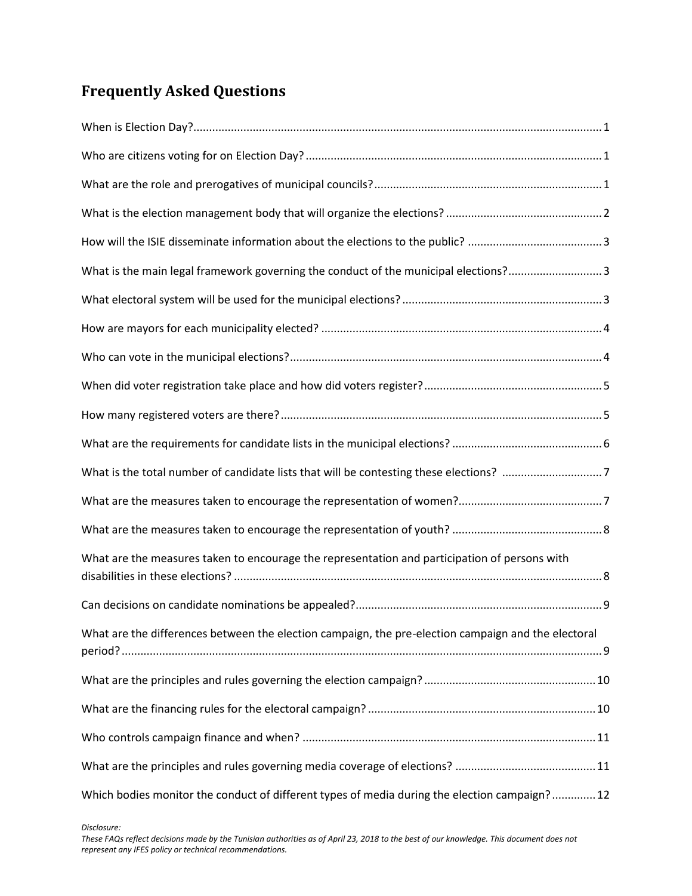## Frequently Asked Questions

When is Election Day? ..... 1

Who are citizens voting for on Election Day? ..... 1

What are the role and prerogatives of municipal councils? ..... 1

What is the election management body that will organize the elections? ..... 2

How will the ISIE disseminate information about the elections to the public? ..... 3

What is the main legal framework governing the conduct of the municipal elections? ..... 3

What electoral system will be used for the municipal elections? ..... 3

How are mayors for each municipality elected? ..... 4

Who can vote in the municipal elections? ..... 4

When did voter registration take place and how did voters register? ..... 5

How many registered voters are there? ..... 5

What are the requirements for candidate lists in the municipal elections? ..... 6

What is the total number of candidate lists that will be contesting these elections? ..... 7

What are the measures taken to encourage the representation of women? ..... 7

What are the measures taken to encourage the representation of youth? ..... 8

What are the measures taken to encourage the representation and participation of persons with disabilities in these elections? ..... 8

Can decisions on candidate nominations be appealed? ..... 9

What are the differences between the election campaign, the pre-election campaign and the electoral period? ..... 9

What are the principles and rules governing the election campaign? ..... 10

What are the financing rules for the electoral campaign? ..... 10

Who controls campaign finance and when? ..... 11

What are the principles and rules governing media coverage of elections? ..... 11

Which bodies monitor the conduct of different types of media during the election campaign? ..... 12

*Disclosure:*
*These FAQs reflect decisions made by the Tunisian authorities as of April 23, 2018 to the best of our knowledge. This document does not represent any IFES policy or technical recommendations.*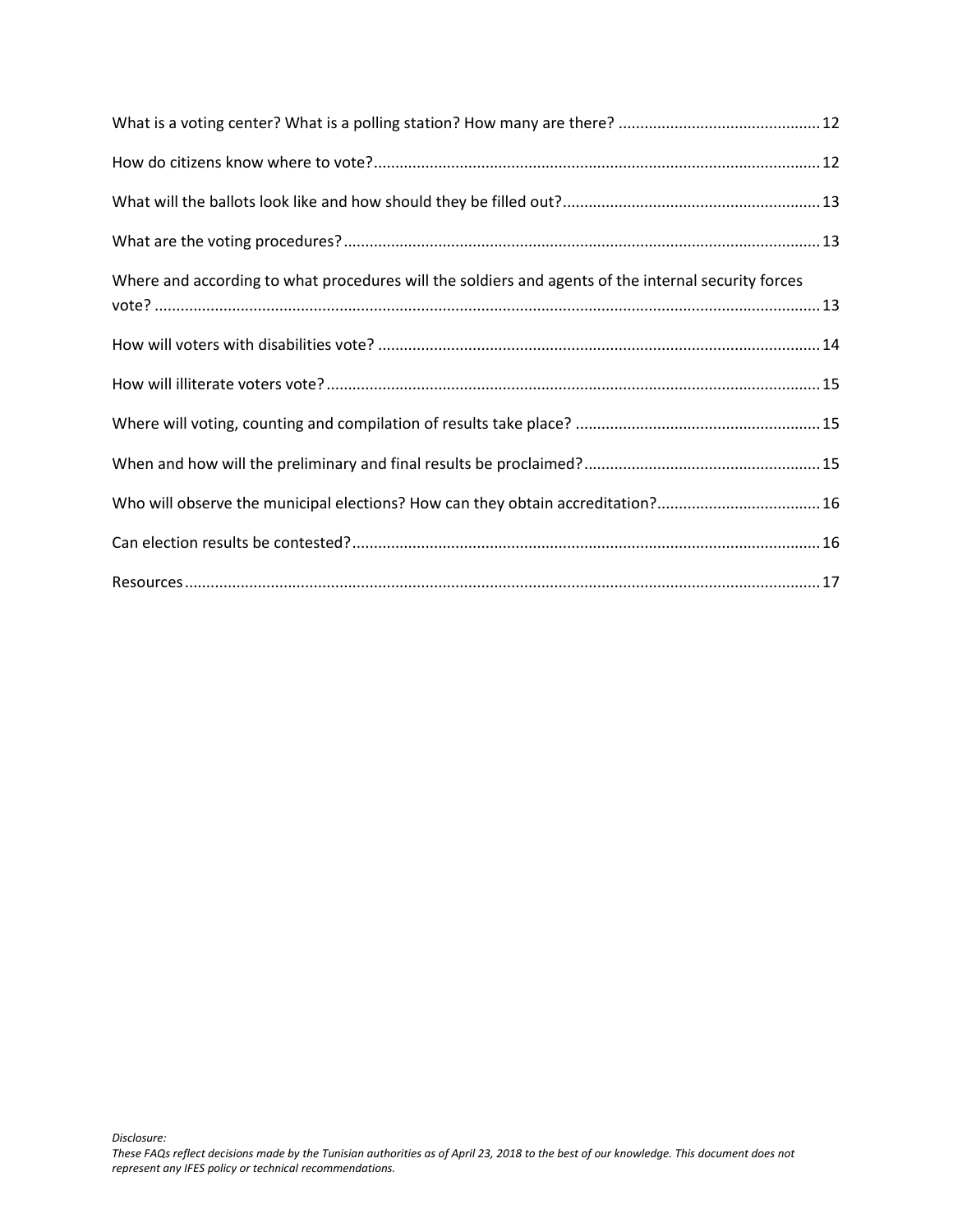What is a voting center? What is a polling station? How many are there? .............................................. 12

How do citizens know where to vote?...................................................................................................... 12

What will the ballots look like and how should they be filled out?........................................................... 13

What are the voting procedures?............................................................................................................. 13

Where and according to what procedures will the soldiers and agents of the internal security forces vote? ........................................................................................................................................................ 13

How will voters with disabilities vote? ..................................................................................................... 14

How will illiterate voters vote?................................................................................................................. 15

Where will voting, counting and compilation of results take place? ........................................................ 15

When and how will the preliminary and final results be proclaimed?...................................................... 15

Who will observe the municipal elections? How can they obtain accreditation?..................................... 16

Can election results be contested?........................................................................................................... 16

Resources.................................................................................................................................................. 17

*Disclosure:*
*These FAQs reflect decisions made by the Tunisian authorities as of April 23, 2018 to the best of our knowledge. This document does not represent any IFES policy or technical recommendations.*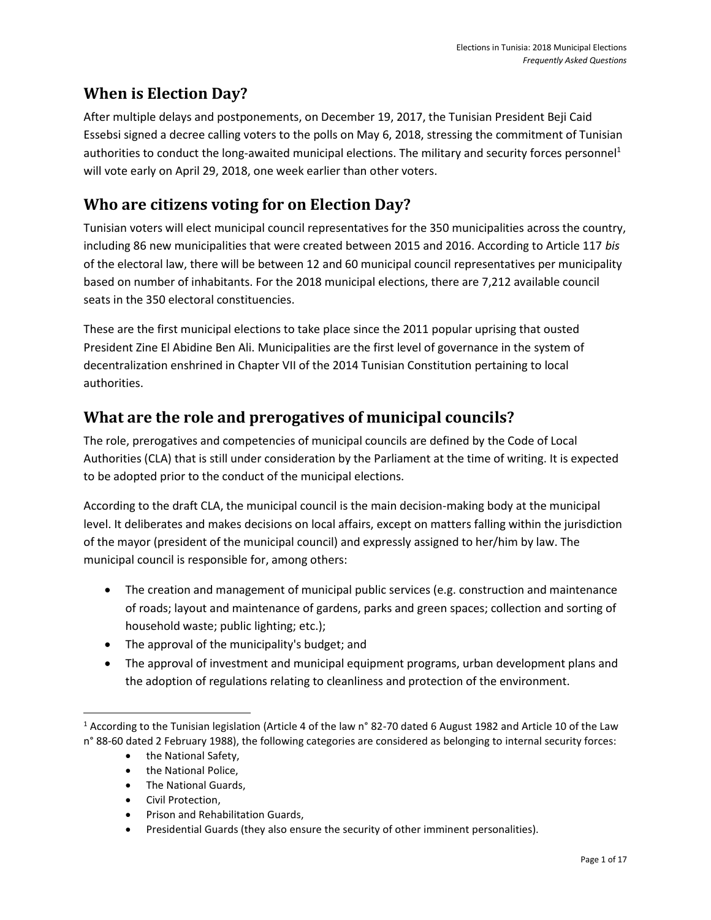## When is Election Day?

After multiple delays and postponements, on December 19, 2017, the Tunisian President Beji Caid Essebsi signed a decree calling voters to the polls on May 6, 2018, stressing the commitment of Tunisian authorities to conduct the long-awaited municipal elections. The military and security forces personnel[1] will vote early on April 29, 2018, one week earlier than other voters.

## Who are citizens voting for on Election Day?

Tunisian voters will elect municipal council representatives for the 350 municipalities across the country, including 86 new municipalities that were created between 2015 and 2016. According to Article 117 *bis* of the electoral law, there will be between 12 and 60 municipal council representatives per municipality based on number of inhabitants. For the 2018 municipal elections, there are 7,212 available council seats in the 350 electoral constituencies.

These are the first municipal elections to take place since the 2011 popular uprising that ousted President Zine El Abidine Ben Ali. Municipalities are the first level of governance in the system of decentralization enshrined in Chapter VII of the 2014 Tunisian Constitution pertaining to local authorities.

## What are the role and prerogatives of municipal councils?

The role, prerogatives and competencies of municipal councils are defined by the Code of Local Authorities (CLA) that is still under consideration by the Parliament at the time of writing. It is expected to be adopted prior to the conduct of the municipal elections.

According to the draft CLA, the municipal council is the main decision-making body at the municipal level. It deliberates and makes decisions on local affairs, except on matters falling within the jurisdiction of the mayor (president of the municipal council) and expressly assigned to her/him by law. The municipal council is responsible for, among others:

- The creation and management of municipal public services (e.g. construction and maintenance of roads; layout and maintenance of gardens, parks and green spaces; collection and sorting of household waste; public lighting; etc.);
- The approval of the municipality's budget; and
- The approval of investment and municipal equipment programs, urban development plans and the adoption of regulations relating to cleanliness and protection of the environment.

---

[1] According to the Tunisian legislation (Article 4 of the law n° 82-70 dated 6 August 1982 and Article 10 of the Law n° 88-60 dated 2 February 1988), the following categories are considered as belonging to internal security forces:

- the National Safety,
- the National Police,
- The National Guards,
- Civil Protection,
- Prison and Rehabilitation Guards,
- Presidential Guards (they also ensure the security of other imminent personalities).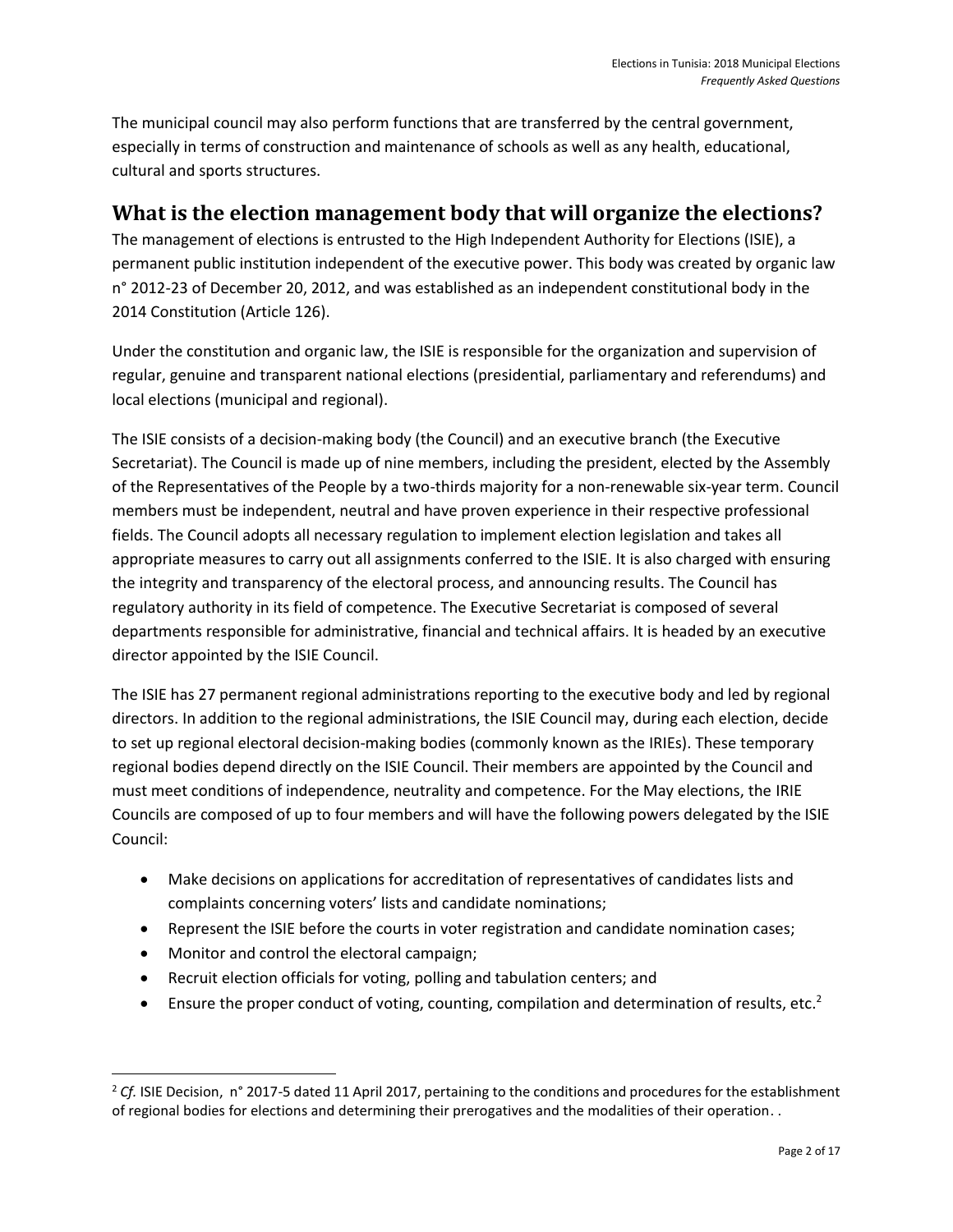The municipal council may also perform functions that are transferred by the central government, especially in terms of construction and maintenance of schools as well as any health, educational, cultural and sports structures.

## What is the election management body that will organize the elections?

The management of elections is entrusted to the High Independent Authority for Elections (ISIE), a permanent public institution independent of the executive power. This body was created by organic law n° 2012-23 of December 20, 2012, and was established as an independent constitutional body in the 2014 Constitution (Article 126).

Under the constitution and organic law, the ISIE is responsible for the organization and supervision of regular, genuine and transparent national elections (presidential, parliamentary and referendums) and local elections (municipal and regional).

The ISIE consists of a decision-making body (the Council) and an executive branch (the Executive Secretariat). The Council is made up of nine members, including the president, elected by the Assembly of the Representatives of the People by a two-thirds majority for a non-renewable six-year term. Council members must be independent, neutral and have proven experience in their respective professional fields. The Council adopts all necessary regulation to implement election legislation and takes all appropriate measures to carry out all assignments conferred to the ISIE. It is also charged with ensuring the integrity and transparency of the electoral process, and announcing results. The Council has regulatory authority in its field of competence. The Executive Secretariat is composed of several departments responsible for administrative, financial and technical affairs. It is headed by an executive director appointed by the ISIE Council.

The ISIE has 27 permanent regional administrations reporting to the executive body and led by regional directors. In addition to the regional administrations, the ISIE Council may, during each election, decide to set up regional electoral decision-making bodies (commonly known as the IRIEs). These temporary regional bodies depend directly on the ISIE Council. Their members are appointed by the Council and must meet conditions of independence, neutrality and competence. For the May elections, the IRIE Councils are composed of up to four members and will have the following powers delegated by the ISIE Council:

- Make decisions on applications for accreditation of representatives of candidates lists and complaints concerning voters' lists and candidate nominations;
- Represent the ISIE before the courts in voter registration and candidate nomination cases;
- Monitor and control the electoral campaign;
- Recruit election officials for voting, polling and tabulation centers; and
- Ensure the proper conduct of voting, counting, compilation and determination of results, etc.[2]

---

[2] *Cf.* ISIE Decision, n° 2017-5 dated 11 April 2017, pertaining to the conditions and procedures for the establishment of regional bodies for elections and determining their prerogatives and the modalities of their operation. .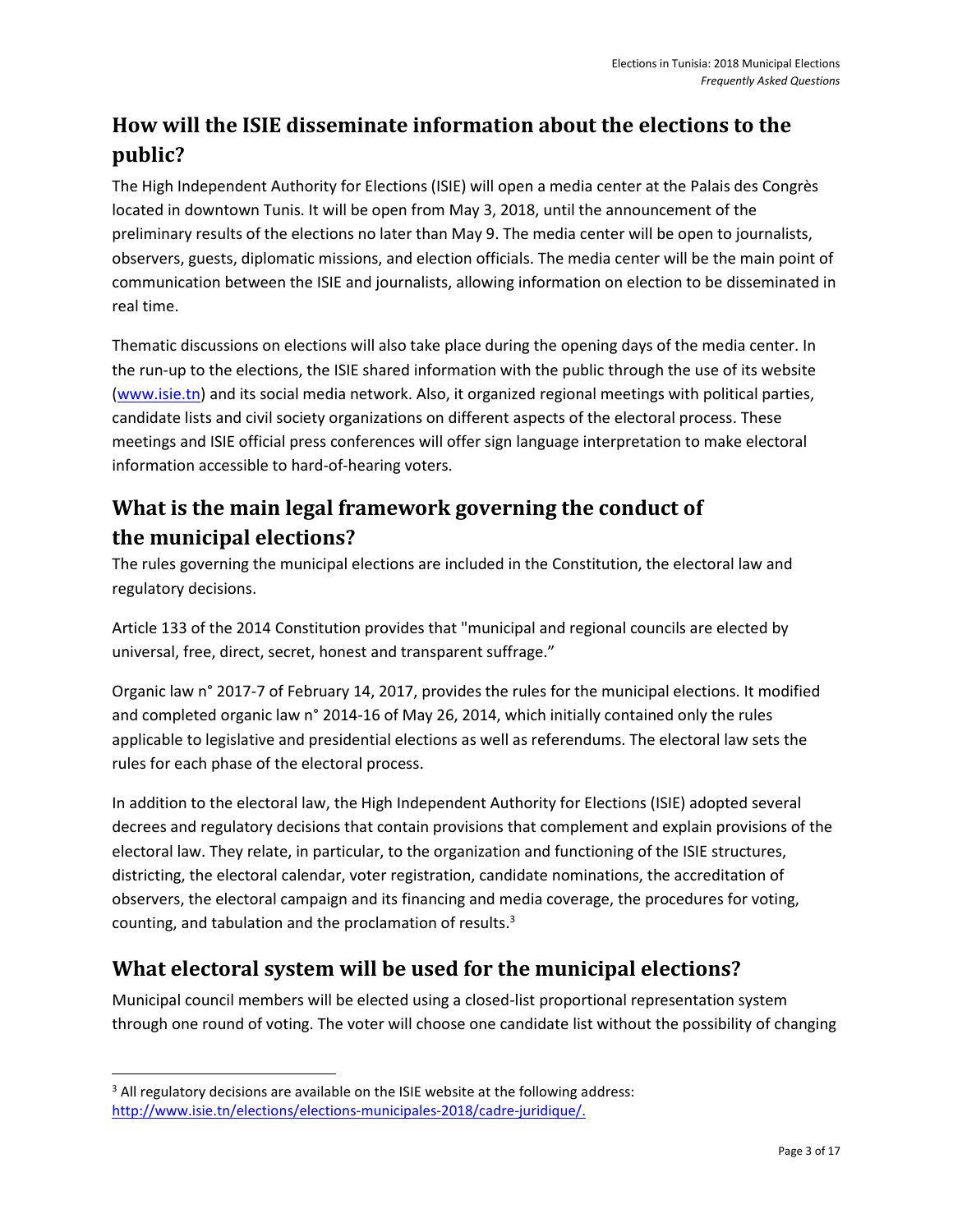## How will the ISIE disseminate information about the elections to the public?

The High Independent Authority for Elections (ISIE) will open a media center at the Palais des Congrès located in downtown Tunis. It will be open from May 3, 2018, until the announcement of the preliminary results of the elections no later than May 9. The media center will be open to journalists, observers, guests, diplomatic missions, and election officials. The media center will be the main point of communication between the ISIE and journalists, allowing information on election to be disseminated in real time.

Thematic discussions on elections will also take place during the opening days of the media center. In the run-up to the elections, the ISIE shared information with the public through the use of its website ([www.isie.tn](http://www.isie.tn)) and its social media network. Also, it organized regional meetings with political parties, candidate lists and civil society organizations on different aspects of the electoral process. These meetings and ISIE official press conferences will offer sign language interpretation to make electoral information accessible to hard-of-hearing voters.

## What is the main legal framework governing the conduct of the municipal elections?

The rules governing the municipal elections are included in the Constitution, the electoral law and regulatory decisions.

Article 133 of the 2014 Constitution provides that "municipal and regional councils are elected by universal, free, direct, secret, honest and transparent suffrage."

Organic law n° 2017-7 of February 14, 2017, provides the rules for the municipal elections. It modified and completed organic law n° 2014-16 of May 26, 2014, which initially contained only the rules applicable to legislative and presidential elections as well as referendums. The electoral law sets the rules for each phase of the electoral process.

In addition to the electoral law, the High Independent Authority for Elections (ISIE) adopted several decrees and regulatory decisions that contain provisions that complement and explain provisions of the electoral law. They relate, in particular, to the organization and functioning of the ISIE structures, districting, the electoral calendar, voter registration, candidate nominations, the accreditation of observers, the electoral campaign and its financing and media coverage, the procedures for voting, counting, and tabulation and the proclamation of results.[3]

## What electoral system will be used for the municipal elections?

Municipal council members will be elected using a closed-list proportional representation system through one round of voting. The voter will choose one candidate list without the possibility of changing

---

[3] All regulatory decisions are available on the ISIE website at the following address: [http://www.isie.tn/elections/elections-municipales-2018/cadre-juridique/.](http://www.isie.tn/elections/elections-municipales-2018/cadre-juridique/)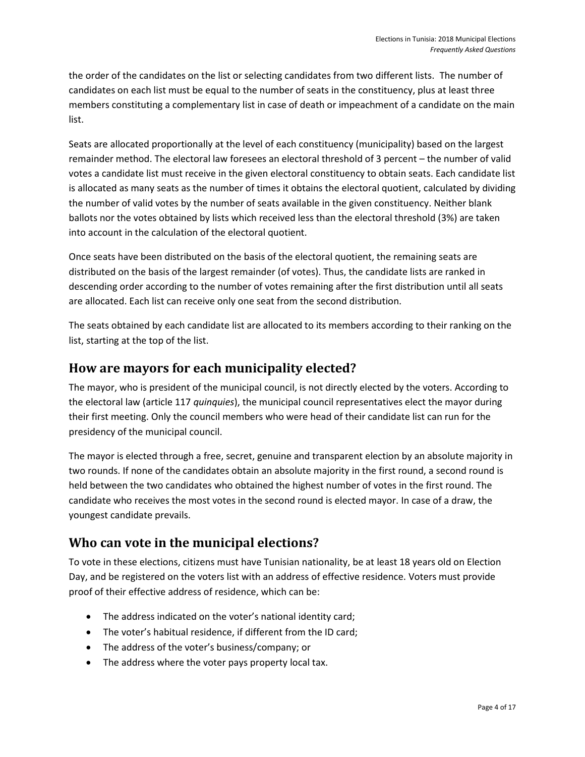the order of the candidates on the list or selecting candidates from two different lists. The number of candidates on each list must be equal to the number of seats in the constituency, plus at least three members constituting a complementary list in case of death or impeachment of a candidate on the main list.

Seats are allocated proportionally at the level of each constituency (municipality) based on the largest remainder method. The electoral law foresees an electoral threshold of 3 percent – the number of valid votes a candidate list must receive in the given electoral constituency to obtain seats. Each candidate list is allocated as many seats as the number of times it obtains the electoral quotient, calculated by dividing the number of valid votes by the number of seats available in the given constituency. Neither blank ballots nor the votes obtained by lists which received less than the electoral threshold (3%) are taken into account in the calculation of the electoral quotient.

Once seats have been distributed on the basis of the electoral quotient, the remaining seats are distributed on the basis of the largest remainder (of votes). Thus, the candidate lists are ranked in descending order according to the number of votes remaining after the first distribution until all seats are allocated. Each list can receive only one seat from the second distribution.

The seats obtained by each candidate list are allocated to its members according to their ranking on the list, starting at the top of the list.

## How are mayors for each municipality elected?

The mayor, who is president of the municipal council, is not directly elected by the voters. According to the electoral law (article 117 *quinquies*), the municipal council representatives elect the mayor during their first meeting. Only the council members who were head of their candidate list can run for the presidency of the municipal council.

The mayor is elected through a free, secret, genuine and transparent election by an absolute majority in two rounds. If none of the candidates obtain an absolute majority in the first round, a second round is held between the two candidates who obtained the highest number of votes in the first round. The candidate who receives the most votes in the second round is elected mayor. In case of a draw, the youngest candidate prevails.

## Who can vote in the municipal elections?

To vote in these elections, citizens must have Tunisian nationality, be at least 18 years old on Election Day, and be registered on the voters list with an address of effective residence. Voters must provide proof of their effective address of residence, which can be:

- The address indicated on the voter's national identity card;
- The voter's habitual residence, if different from the ID card;
- The address of the voter's business/company; or
- The address where the voter pays property local tax.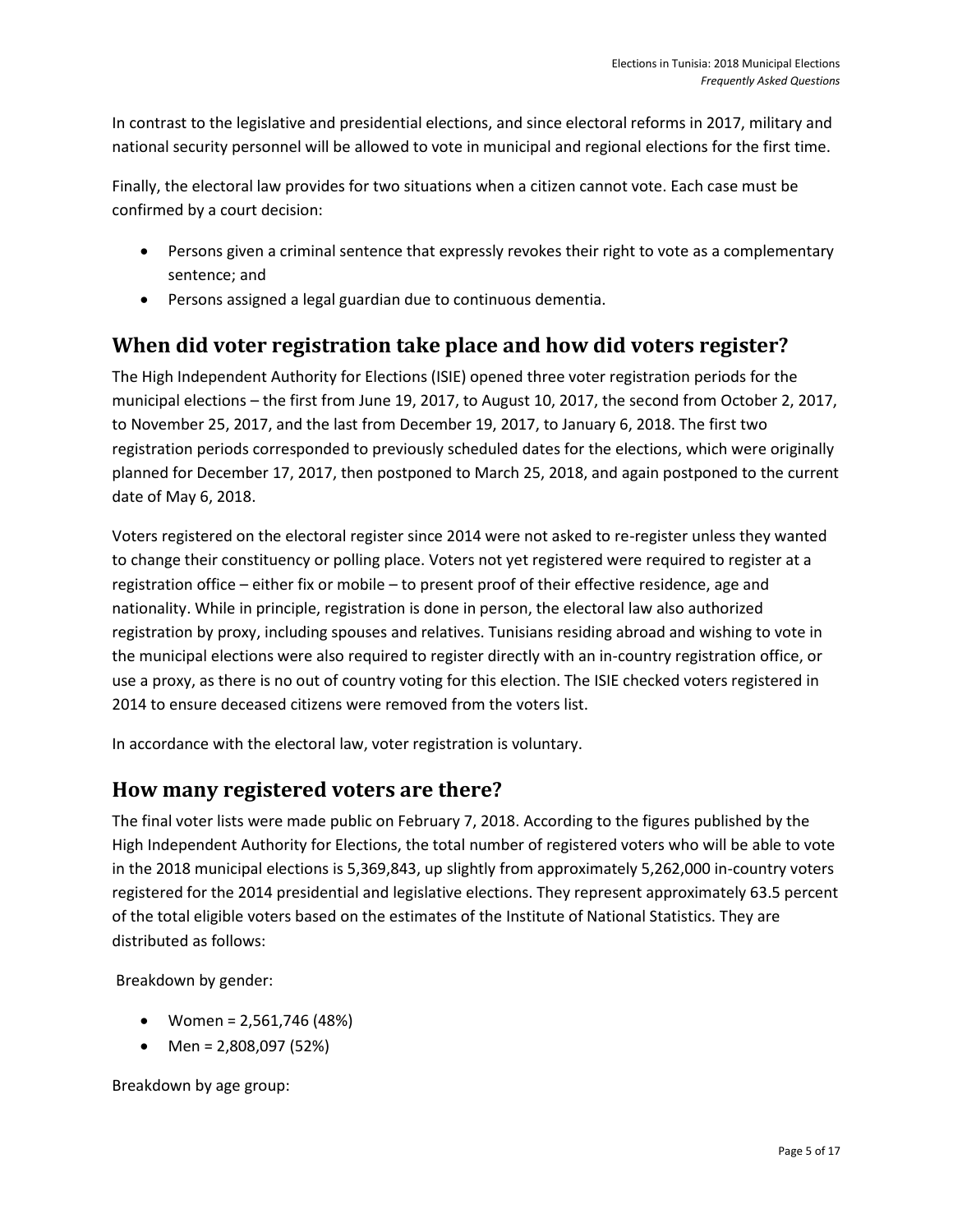In contrast to the legislative and presidential elections, and since electoral reforms in 2017, military and national security personnel will be allowed to vote in municipal and regional elections for the first time.

Finally, the electoral law provides for two situations when a citizen cannot vote. Each case must be confirmed by a court decision:

- Persons given a criminal sentence that expressly revokes their right to vote as a complementary sentence; and
- Persons assigned a legal guardian due to continuous dementia.

## When did voter registration take place and how did voters register?

The High Independent Authority for Elections (ISIE) opened three voter registration periods for the municipal elections – the first from June 19, 2017, to August 10, 2017, the second from October 2, 2017, to November 25, 2017, and the last from December 19, 2017, to January 6, 2018. The first two registration periods corresponded to previously scheduled dates for the elections, which were originally planned for December 17, 2017, then postponed to March 25, 2018, and again postponed to the current date of May 6, 2018.

Voters registered on the electoral register since 2014 were not asked to re-register unless they wanted to change their constituency or polling place. Voters not yet registered were required to register at a registration office – either fix or mobile – to present proof of their effective residence, age and nationality. While in principle, registration is done in person, the electoral law also authorized registration by proxy, including spouses and relatives. Tunisians residing abroad and wishing to vote in the municipal elections were also required to register directly with an in-country registration office, or use a proxy, as there is no out of country voting for this election. The ISIE checked voters registered in 2014 to ensure deceased citizens were removed from the voters list.

In accordance with the electoral law, voter registration is voluntary.

## How many registered voters are there?

The final voter lists were made public on February 7, 2018. According to the figures published by the High Independent Authority for Elections, the total number of registered voters who will be able to vote in the 2018 municipal elections is 5,369,843, up slightly from approximately 5,262,000 in-country voters registered for the 2014 presidential and legislative elections. They represent approximately 63.5 percent of the total eligible voters based on the estimates of the Institute of National Statistics. They are distributed as follows:

Breakdown by gender:

- Women = 2,561,746 (48%)
- Men = 2,808,097 (52%)

Breakdown by age group: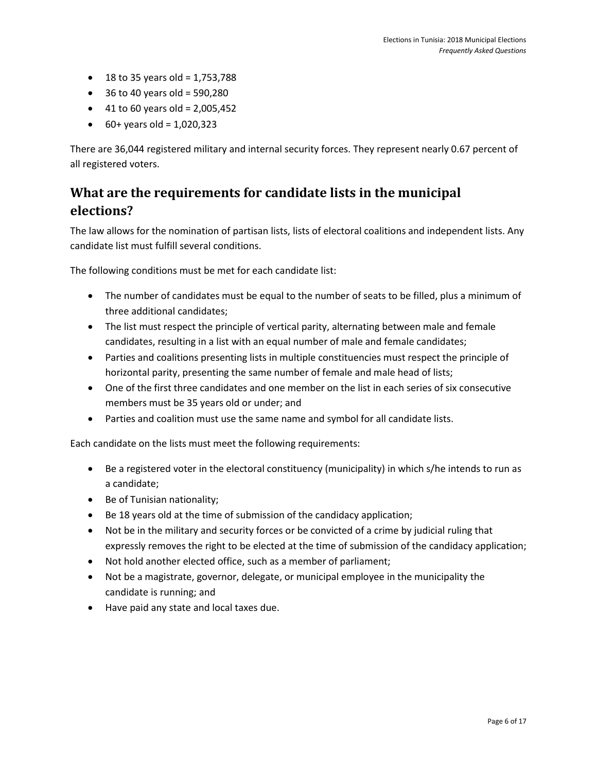- 18 to 35 years old = 1,753,788
- 36 to 40 years old = 590,280
- 41 to 60 years old = 2,005,452
- 60+ years old = 1,020,323

There are 36,044 registered military and internal security forces. They represent nearly 0.67 percent of all registered voters.

## What are the requirements for candidate lists in the municipal elections?

The law allows for the nomination of partisan lists, lists of electoral coalitions and independent lists. Any candidate list must fulfill several conditions.

The following conditions must be met for each candidate list:

- The number of candidates must be equal to the number of seats to be filled, plus a minimum of three additional candidates;
- The list must respect the principle of vertical parity, alternating between male and female candidates, resulting in a list with an equal number of male and female candidates;
- Parties and coalitions presenting lists in multiple constituencies must respect the principle of horizontal parity, presenting the same number of female and male head of lists;
- One of the first three candidates and one member on the list in each series of six consecutive members must be 35 years old or under; and
- Parties and coalition must use the same name and symbol for all candidate lists.

Each candidate on the lists must meet the following requirements:

- Be a registered voter in the electoral constituency (municipality) in which s/he intends to run as a candidate;
- Be of Tunisian nationality;
- Be 18 years old at the time of submission of the candidacy application;
- Not be in the military and security forces or be convicted of a crime by judicial ruling that expressly removes the right to be elected at the time of submission of the candidacy application;
- Not hold another elected office, such as a member of parliament;
- Not be a magistrate, governor, delegate, or municipal employee in the municipality the candidate is running; and
- Have paid any state and local taxes due.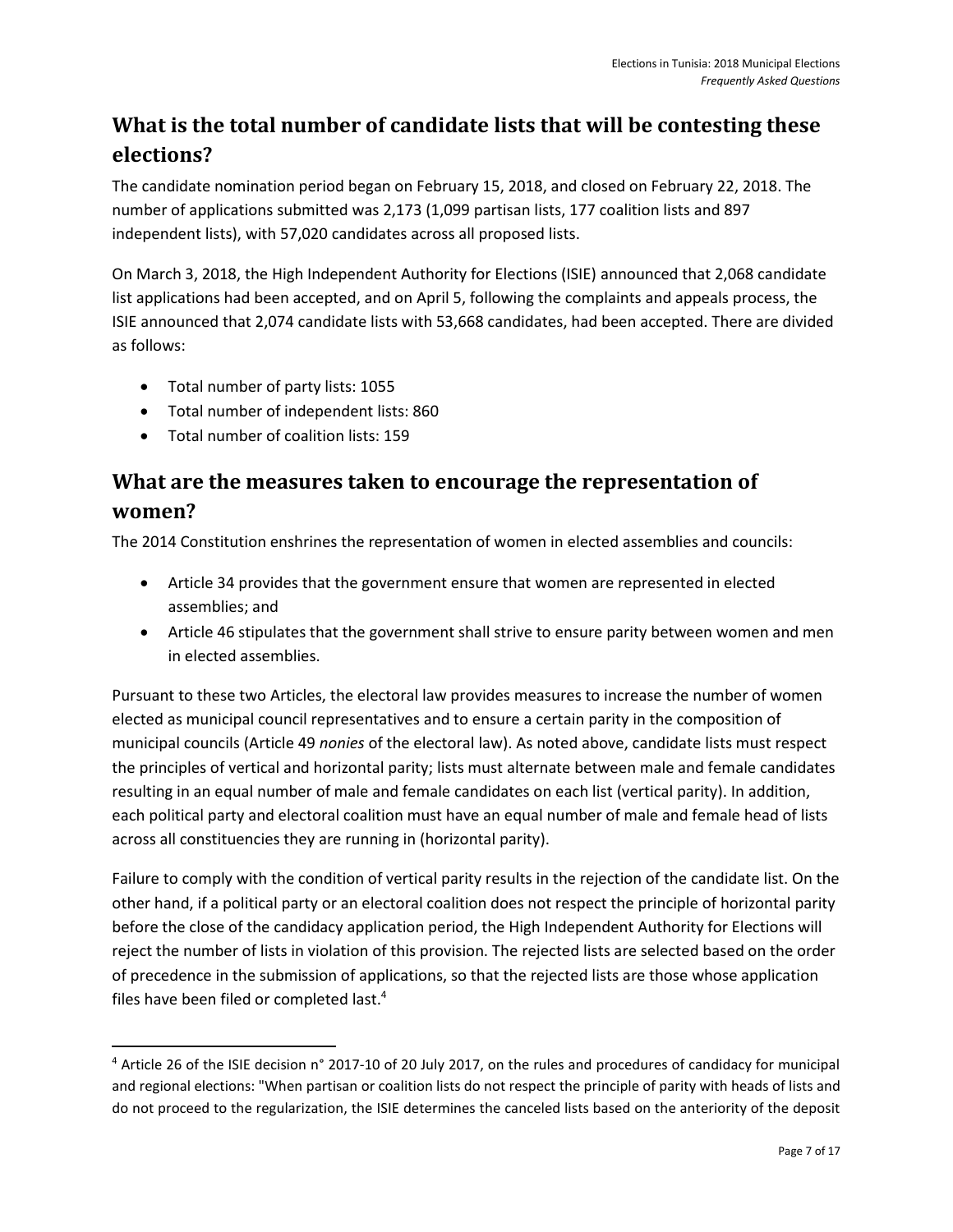## What is the total number of candidate lists that will be contesting these elections?

The candidate nomination period began on February 15, 2018, and closed on February 22, 2018. The number of applications submitted was 2,173 (1,099 partisan lists, 177 coalition lists and 897 independent lists), with 57,020 candidates across all proposed lists.

On March 3, 2018, the High Independent Authority for Elections (ISIE) announced that 2,068 candidate list applications had been accepted, and on April 5, following the complaints and appeals process, the ISIE announced that 2,074 candidate lists with 53,668 candidates, had been accepted. There are divided as follows:

- Total number of party lists: 1055
- Total number of independent lists: 860
- Total number of coalition lists: 159

## What are the measures taken to encourage the representation of women?

The 2014 Constitution enshrines the representation of women in elected assemblies and councils:

- Article 34 provides that the government ensure that women are represented in elected assemblies; and
- Article 46 stipulates that the government shall strive to ensure parity between women and men in elected assemblies.

Pursuant to these two Articles, the electoral law provides measures to increase the number of women elected as municipal council representatives and to ensure a certain parity in the composition of municipal councils (Article 49 *nonies* of the electoral law). As noted above, candidate lists must respect the principles of vertical and horizontal parity; lists must alternate between male and female candidates resulting in an equal number of male and female candidates on each list (vertical parity). In addition, each political party and electoral coalition must have an equal number of male and female head of lists across all constituencies they are running in (horizontal parity).

Failure to comply with the condition of vertical parity results in the rejection of the candidate list. On the other hand, if a political party or an electoral coalition does not respect the principle of horizontal parity before the close of the candidacy application period, the High Independent Authority for Elections will reject the number of lists in violation of this provision. The rejected lists are selected based on the order of precedence in the submission of applications, so that the rejected lists are those whose application files have been filed or completed last.[4]

---

[4] Article 26 of the ISIE decision n° 2017-10 of 20 July 2017, on the rules and procedures of candidacy for municipal and regional elections: "When partisan or coalition lists do not respect the principle of parity with heads of lists and do not proceed to the regularization, the ISIE determines the canceled lists based on the anteriority of the deposit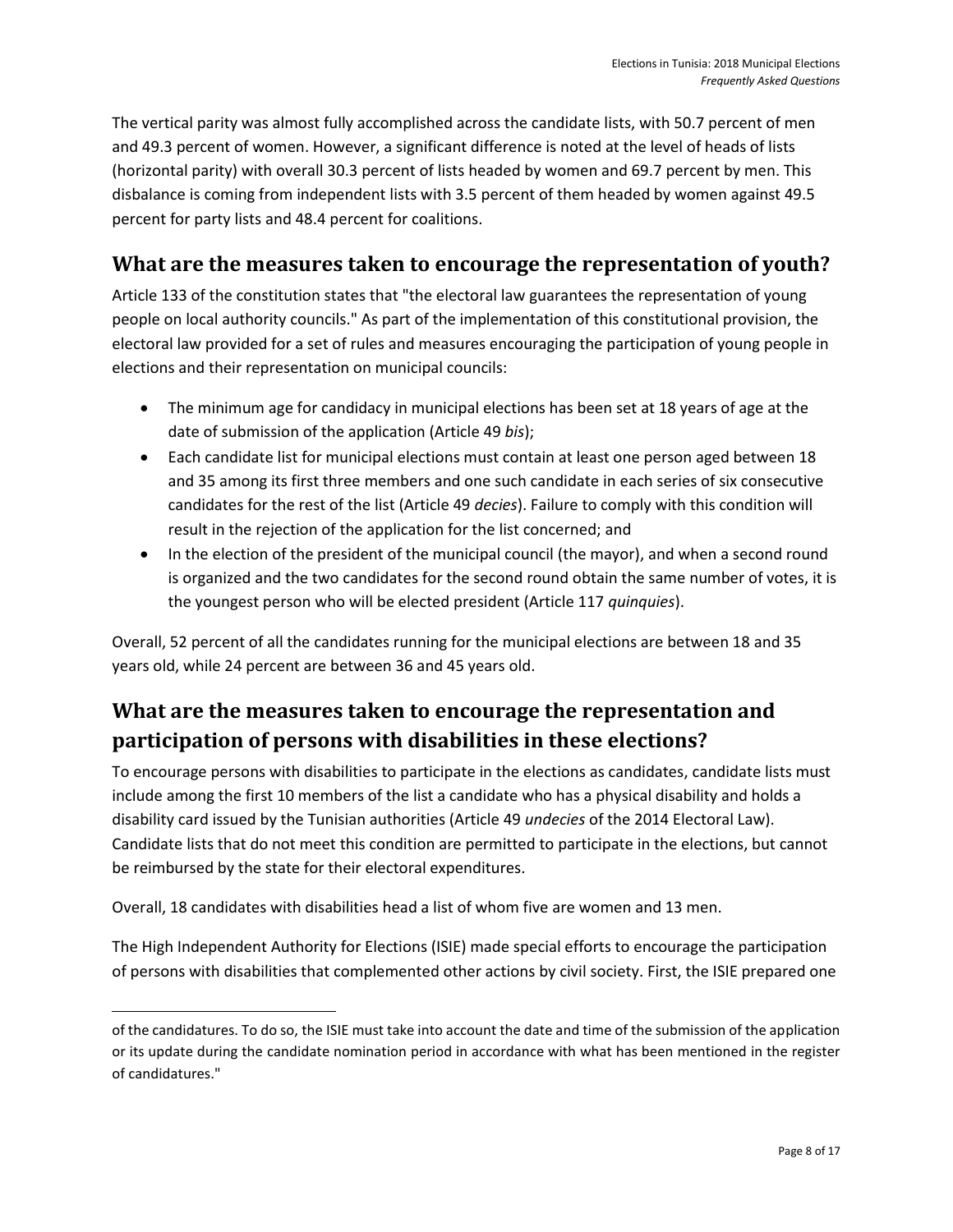The vertical parity was almost fully accomplished across the candidate lists, with 50.7 percent of men and 49.3 percent of women. However, a significant difference is noted at the level of heads of lists (horizontal parity) with overall 30.3 percent of lists headed by women and 69.7 percent by men. This disbalance is coming from independent lists with 3.5 percent of them headed by women against 49.5 percent for party lists and 48.4 percent for coalitions.

## What are the measures taken to encourage the representation of youth?

Article 133 of the constitution states that "the electoral law guarantees the representation of young people on local authority councils." As part of the implementation of this constitutional provision, the electoral law provided for a set of rules and measures encouraging the participation of young people in elections and their representation on municipal councils:

- The minimum age for candidacy in municipal elections has been set at 18 years of age at the date of submission of the application (Article 49 *bis*);
- Each candidate list for municipal elections must contain at least one person aged between 18 and 35 among its first three members and one such candidate in each series of six consecutive candidates for the rest of the list (Article 49 *decies*). Failure to comply with this condition will result in the rejection of the application for the list concerned; and
- In the election of the president of the municipal council (the mayor), and when a second round is organized and the two candidates for the second round obtain the same number of votes, it is the youngest person who will be elected president (Article 117 *quinquies*).

Overall, 52 percent of all the candidates running for the municipal elections are between 18 and 35 years old, while 24 percent are between 36 and 45 years old.

## What are the measures taken to encourage the representation and participation of persons with disabilities in these elections?

To encourage persons with disabilities to participate in the elections as candidates, candidate lists must include among the first 10 members of the list a candidate who has a physical disability and holds a disability card issued by the Tunisian authorities (Article 49 *undecies* of the 2014 Electoral Law). Candidate lists that do not meet this condition are permitted to participate in the elections, but cannot be reimbursed by the state for their electoral expenditures.

Overall, 18 candidates with disabilities head a list of whom five are women and 13 men.

The High Independent Authority for Elections (ISIE) made special efforts to encourage the participation of persons with disabilities that complemented other actions by civil society. First, the ISIE prepared one

of the candidatures. To do so, the ISIE must take into account the date and time of the submission of the application or its update during the candidate nomination period in accordance with what has been mentioned in the register of candidatures."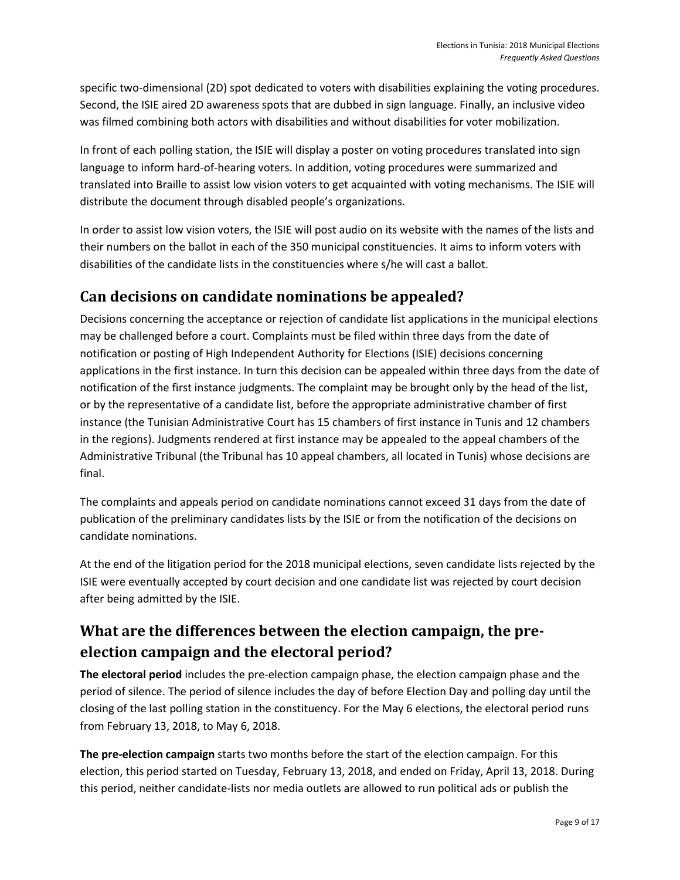specific two-dimensional (2D) spot dedicated to voters with disabilities explaining the voting procedures. Second, the ISIE aired 2D awareness spots that are dubbed in sign language. Finally, an inclusive video was filmed combining both actors with disabilities and without disabilities for voter mobilization.

In front of each polling station, the ISIE will display a poster on voting procedures translated into sign language to inform hard-of-hearing voters. In addition, voting procedures were summarized and translated into Braille to assist low vision voters to get acquainted with voting mechanisms. The ISIE will distribute the document through disabled people's organizations.

In order to assist low vision voters, the ISIE will post audio on its website with the names of the lists and their numbers on the ballot in each of the 350 municipal constituencies. It aims to inform voters with disabilities of the candidate lists in the constituencies where s/he will cast a ballot.

## Can decisions on candidate nominations be appealed?

Decisions concerning the acceptance or rejection of candidate list applications in the municipal elections may be challenged before a court. Complaints must be filed within three days from the date of notification or posting of High Independent Authority for Elections (ISIE) decisions concerning applications in the first instance. In turn this decision can be appealed within three days from the date of notification of the first instance judgments. The complaint may be brought only by the head of the list, or by the representative of a candidate list, before the appropriate administrative chamber of first instance (the Tunisian Administrative Court has 15 chambers of first instance in Tunis and 12 chambers in the regions). Judgments rendered at first instance may be appealed to the appeal chambers of the Administrative Tribunal (the Tribunal has 10 appeal chambers, all located in Tunis) whose decisions are final.

The complaints and appeals period on candidate nominations cannot exceed 31 days from the date of publication of the preliminary candidates lists by the ISIE or from the notification of the decisions on candidate nominations.

At the end of the litigation period for the 2018 municipal elections, seven candidate lists rejected by the ISIE were eventually accepted by court decision and one candidate list was rejected by court decision after being admitted by the ISIE.

## What are the differences between the election campaign, the pre-election campaign and the electoral period?

**The electoral period** includes the pre-election campaign phase, the election campaign phase and the period of silence. The period of silence includes the day of before Election Day and polling day until the closing of the last polling station in the constituency. For the May 6 elections, the electoral period runs from February 13, 2018, to May 6, 2018.

**The pre-election campaign** starts two months before the start of the election campaign. For this election, this period started on Tuesday, February 13, 2018, and ended on Friday, April 13, 2018. During this period, neither candidate-lists nor media outlets are allowed to run political ads or publish the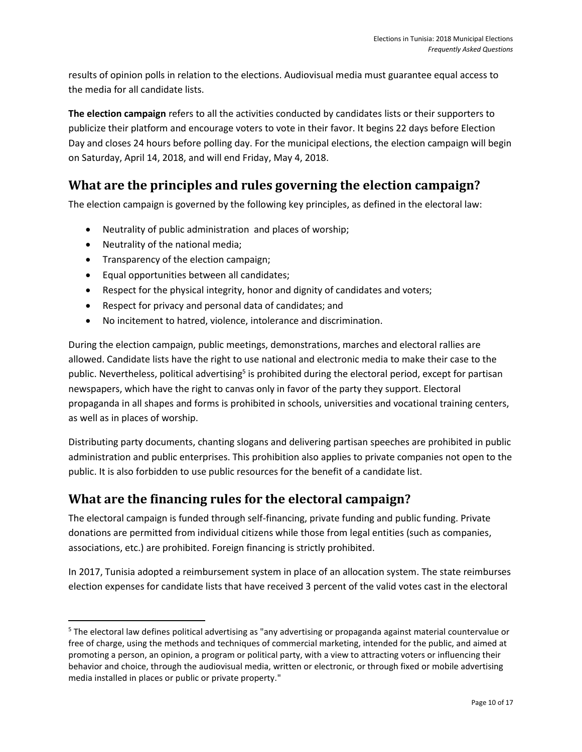results of opinion polls in relation to the elections. Audiovisual media must guarantee equal access to the media for all candidate lists.

**The election campaign** refers to all the activities conducted by candidates lists or their supporters to publicize their platform and encourage voters to vote in their favor. It begins 22 days before Election Day and closes 24 hours before polling day. For the municipal elections, the election campaign will begin on Saturday, April 14, 2018, and will end Friday, May 4, 2018.

## What are the principles and rules governing the election campaign?

The election campaign is governed by the following key principles, as defined in the electoral law:

- Neutrality of public administration and places of worship;
- Neutrality of the national media;
- Transparency of the election campaign;
- Equal opportunities between all candidates;
- Respect for the physical integrity, honor and dignity of candidates and voters;
- Respect for privacy and personal data of candidates; and
- No incitement to hatred, violence, intolerance and discrimination.

During the election campaign, public meetings, demonstrations, marches and electoral rallies are allowed. Candidate lists have the right to use national and electronic media to make their case to the public. Nevertheless, political advertising[5] is prohibited during the electoral period, except for partisan newspapers, which have the right to canvas only in favor of the party they support. Electoral propaganda in all shapes and forms is prohibited in schools, universities and vocational training centers, as well as in places of worship.

Distributing party documents, chanting slogans and delivering partisan speeches are prohibited in public administration and public enterprises. This prohibition also applies to private companies not open to the public. It is also forbidden to use public resources for the benefit of a candidate list.

## What are the financing rules for the electoral campaign?

The electoral campaign is funded through self-financing, private funding and public funding. Private donations are permitted from individual citizens while those from legal entities (such as companies, associations, etc.) are prohibited. Foreign financing is strictly prohibited.

In 2017, Tunisia adopted a reimbursement system in place of an allocation system. The state reimburses election expenses for candidate lists that have received 3 percent of the valid votes cast in the electoral

[5] The electoral law defines political advertising as "any advertising or propaganda against material countervalue or free of charge, using the methods and techniques of commercial marketing, intended for the public, and aimed at promoting a person, an opinion, a program or political party, with a view to attracting voters or influencing their behavior and choice, through the audiovisual media, written or electronic, or through fixed or mobile advertising media installed in places or public or private property."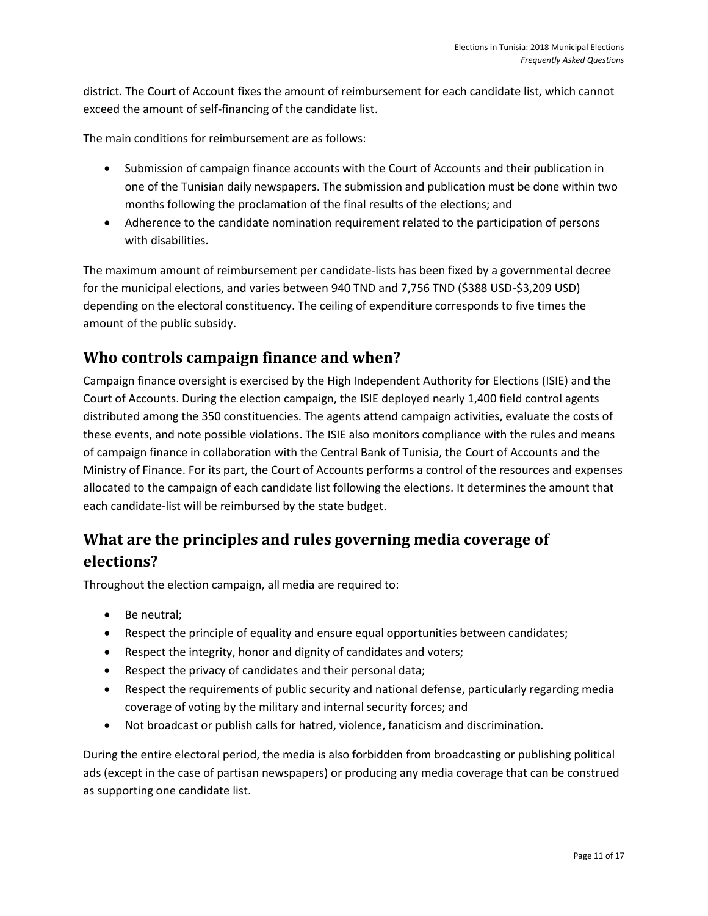district. The Court of Account fixes the amount of reimbursement for each candidate list, which cannot exceed the amount of self-financing of the candidate list.

The main conditions for reimbursement are as follows:

- Submission of campaign finance accounts with the Court of Accounts and their publication in one of the Tunisian daily newspapers. The submission and publication must be done within two months following the proclamation of the final results of the elections; and
- Adherence to the candidate nomination requirement related to the participation of persons with disabilities.

The maximum amount of reimbursement per candidate-lists has been fixed by a governmental decree for the municipal elections, and varies between 940 TND and 7,756 TND ($388 USD-$3,209 USD) depending on the electoral constituency. The ceiling of expenditure corresponds to five times the amount of the public subsidy.

## Who controls campaign finance and when?

Campaign finance oversight is exercised by the High Independent Authority for Elections (ISIE) and the Court of Accounts. During the election campaign, the ISIE deployed nearly 1,400 field control agents distributed among the 350 constituencies. The agents attend campaign activities, evaluate the costs of these events, and note possible violations. The ISIE also monitors compliance with the rules and means of campaign finance in collaboration with the Central Bank of Tunisia, the Court of Accounts and the Ministry of Finance. For its part, the Court of Accounts performs a control of the resources and expenses allocated to the campaign of each candidate list following the elections. It determines the amount that each candidate-list will be reimbursed by the state budget.

## What are the principles and rules governing media coverage of elections?

Throughout the election campaign, all media are required to:

- Be neutral;
- Respect the principle of equality and ensure equal opportunities between candidates;
- Respect the integrity, honor and dignity of candidates and voters;
- Respect the privacy of candidates and their personal data;
- Respect the requirements of public security and national defense, particularly regarding media coverage of voting by the military and internal security forces; and
- Not broadcast or publish calls for hatred, violence, fanaticism and discrimination.

During the entire electoral period, the media is also forbidden from broadcasting or publishing political ads (except in the case of partisan newspapers) or producing any media coverage that can be construed as supporting one candidate list.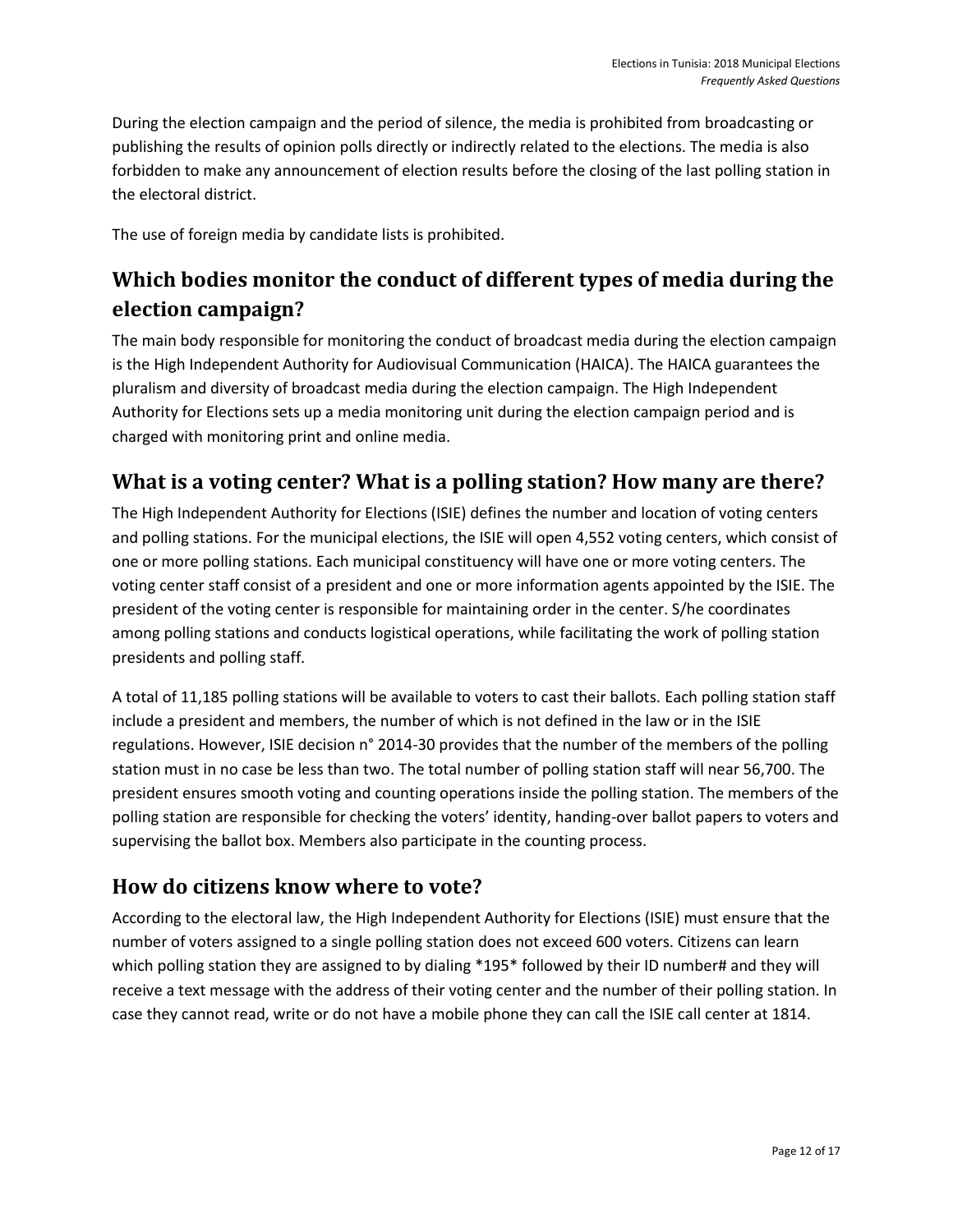During the election campaign and the period of silence, the media is prohibited from broadcasting or publishing the results of opinion polls directly or indirectly related to the elections. The media is also forbidden to make any announcement of election results before the closing of the last polling station in the electoral district.

The use of foreign media by candidate lists is prohibited.

## Which bodies monitor the conduct of different types of media during the election campaign?

The main body responsible for monitoring the conduct of broadcast media during the election campaign is the High Independent Authority for Audiovisual Communication (HAICA). The HAICA guarantees the pluralism and diversity of broadcast media during the election campaign. The High Independent Authority for Elections sets up a media monitoring unit during the election campaign period and is charged with monitoring print and online media.

## What is a voting center? What is a polling station? How many are there?

The High Independent Authority for Elections (ISIE) defines the number and location of voting centers and polling stations. For the municipal elections, the ISIE will open 4,552 voting centers, which consist of one or more polling stations. Each municipal constituency will have one or more voting centers. The voting center staff consist of a president and one or more information agents appointed by the ISIE. The president of the voting center is responsible for maintaining order in the center. S/he coordinates among polling stations and conducts logistical operations, while facilitating the work of polling station presidents and polling staff.

A total of 11,185 polling stations will be available to voters to cast their ballots. Each polling station staff include a president and members, the number of which is not defined in the law or in the ISIE regulations. However, ISIE decision n° 2014-30 provides that the number of the members of the polling station must in no case be less than two. The total number of polling station staff will near 56,700. The president ensures smooth voting and counting operations inside the polling station. The members of the polling station are responsible for checking the voters' identity, handing-over ballot papers to voters and supervising the ballot box. Members also participate in the counting process.

## How do citizens know where to vote?

According to the electoral law, the High Independent Authority for Elections (ISIE) must ensure that the number of voters assigned to a single polling station does not exceed 600 voters. Citizens can learn which polling station they are assigned to by dialing *195* followed by their ID number# and they will receive a text message with the address of their voting center and the number of their polling station. In case they cannot read, write or do not have a mobile phone they can call the ISIE call center at 1814.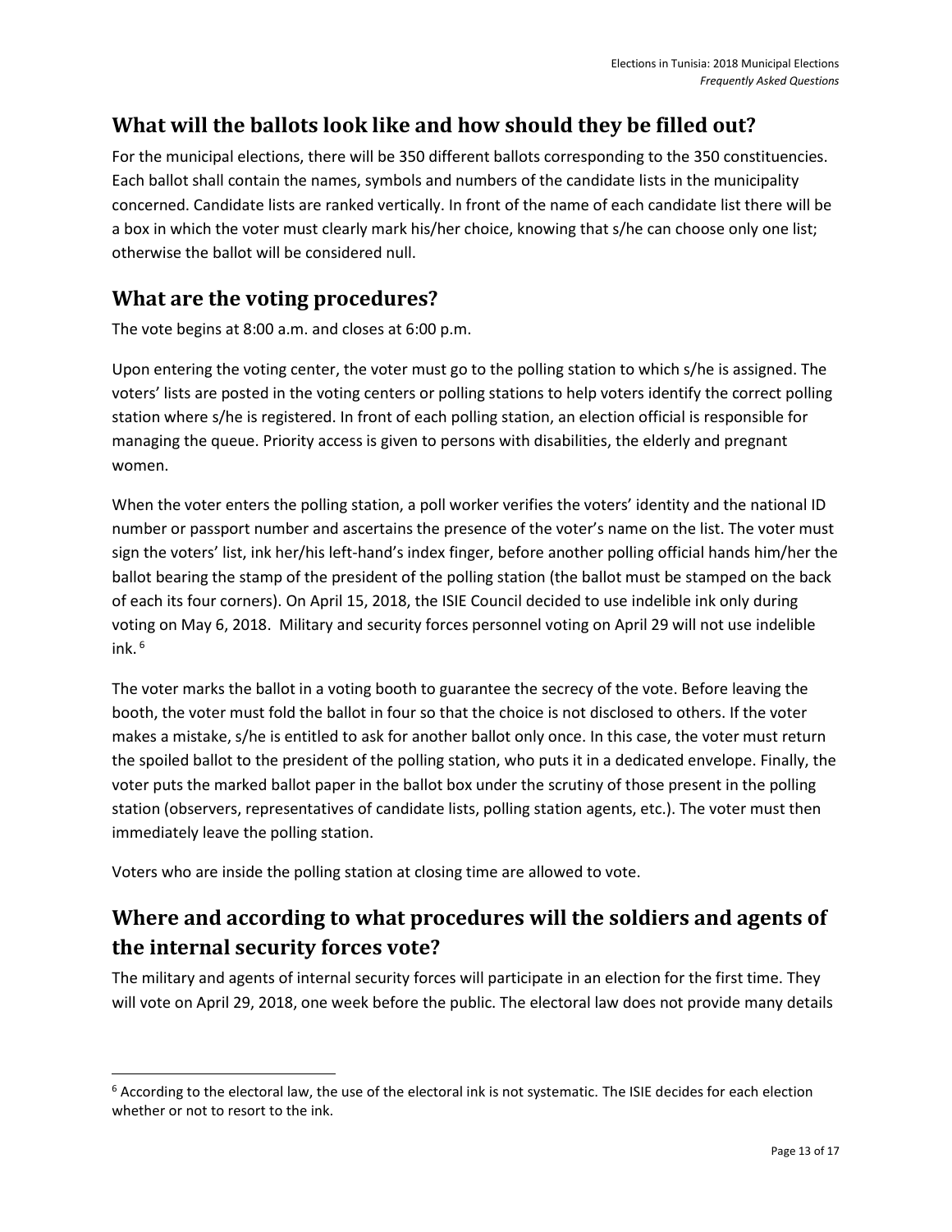## What will the ballots look like and how should they be filled out?

For the municipal elections, there will be 350 different ballots corresponding to the 350 constituencies. Each ballot shall contain the names, symbols and numbers of the candidate lists in the municipality concerned. Candidate lists are ranked vertically. In front of the name of each candidate list there will be a box in which the voter must clearly mark his/her choice, knowing that s/he can choose only one list; otherwise the ballot will be considered null.

## What are the voting procedures?

The vote begins at 8:00 a.m. and closes at 6:00 p.m.

Upon entering the voting center, the voter must go to the polling station to which s/he is assigned. The voters' lists are posted in the voting centers or polling stations to help voters identify the correct polling station where s/he is registered. In front of each polling station, an election official is responsible for managing the queue. Priority access is given to persons with disabilities, the elderly and pregnant women.

When the voter enters the polling station, a poll worker verifies the voters' identity and the national ID number or passport number and ascertains the presence of the voter's name on the list. The voter must sign the voters' list, ink her/his left-hand's index finger, before another polling official hands him/her the ballot bearing the stamp of the president of the polling station (the ballot must be stamped on the back of each its four corners). On April 15, 2018, the ISIE Council decided to use indelible ink only during voting on May 6, 2018. Military and security forces personnel voting on April 29 will not use indelible ink.[6]

The voter marks the ballot in a voting booth to guarantee the secrecy of the vote. Before leaving the booth, the voter must fold the ballot in four so that the choice is not disclosed to others. If the voter makes a mistake, s/he is entitled to ask for another ballot only once. In this case, the voter must return the spoiled ballot to the president of the polling station, who puts it in a dedicated envelope. Finally, the voter puts the marked ballot paper in the ballot box under the scrutiny of those present in the polling station (observers, representatives of candidate lists, polling station agents, etc.). The voter must then immediately leave the polling station.

Voters who are inside the polling station at closing time are allowed to vote.

## Where and according to what procedures will the soldiers and agents of the internal security forces vote?

The military and agents of internal security forces will participate in an election for the first time. They will vote on April 29, 2018, one week before the public. The electoral law does not provide many details

[6] According to the electoral law, the use of the electoral ink is not systematic. The ISIE decides for each election whether or not to resort to the ink.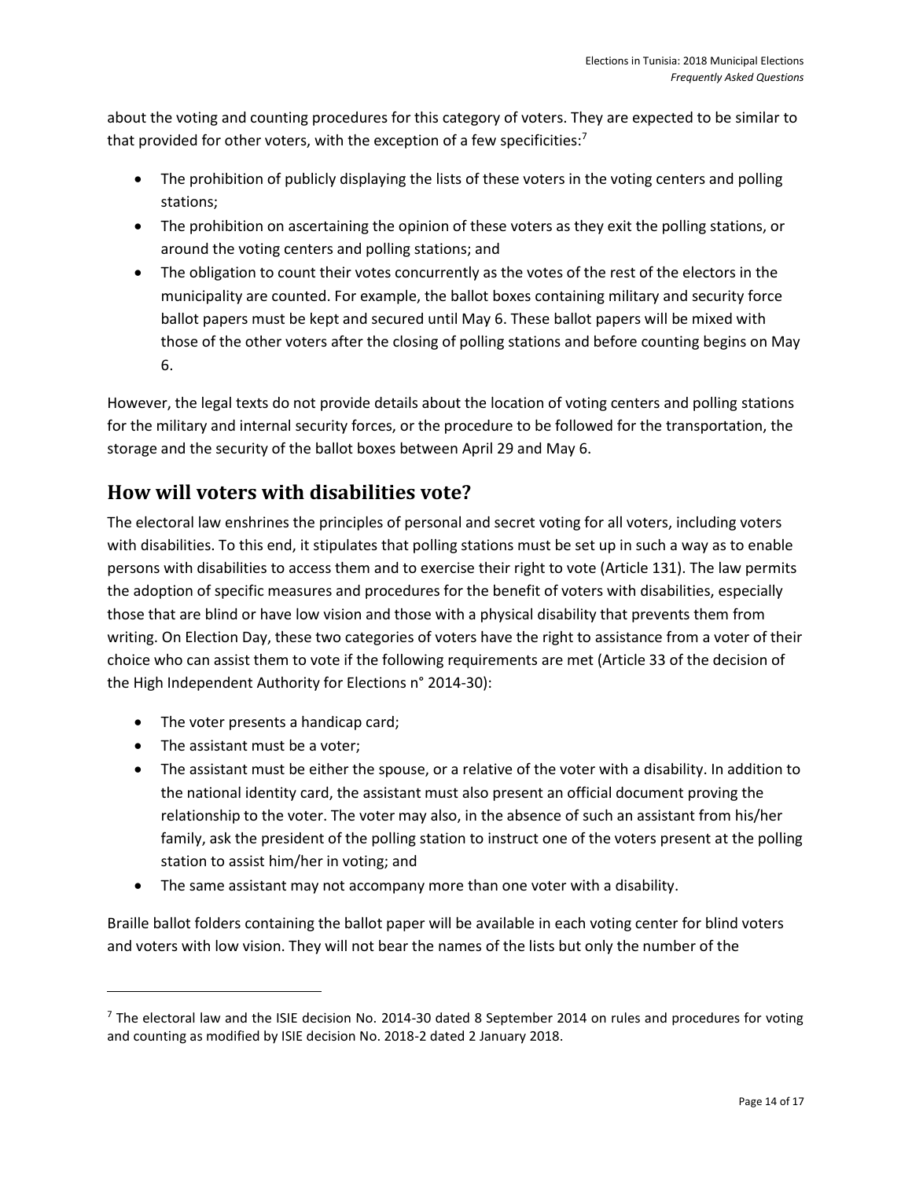about the voting and counting procedures for this category of voters. They are expected to be similar to that provided for other voters, with the exception of a few specificities:[7]

- The prohibition of publicly displaying the lists of these voters in the voting centers and polling stations;
- The prohibition on ascertaining the opinion of these voters as they exit the polling stations, or around the voting centers and polling stations; and
- The obligation to count their votes concurrently as the votes of the rest of the electors in the municipality are counted. For example, the ballot boxes containing military and security force ballot papers must be kept and secured until May 6. These ballot papers will be mixed with those of the other voters after the closing of polling stations and before counting begins on May 6.

However, the legal texts do not provide details about the location of voting centers and polling stations for the military and internal security forces, or the procedure to be followed for the transportation, the storage and the security of the ballot boxes between April 29 and May 6.

## How will voters with disabilities vote?

The electoral law enshrines the principles of personal and secret voting for all voters, including voters with disabilities. To this end, it stipulates that polling stations must be set up in such a way as to enable persons with disabilities to access them and to exercise their right to vote (Article 131). The law permits the adoption of specific measures and procedures for the benefit of voters with disabilities, especially those that are blind or have low vision and those with a physical disability that prevents them from writing. On Election Day, these two categories of voters have the right to assistance from a voter of their choice who can assist them to vote if the following requirements are met (Article 33 of the decision of the High Independent Authority for Elections n° 2014-30):

- The voter presents a handicap card;
- The assistant must be a voter;
- The assistant must be either the spouse, or a relative of the voter with a disability. In addition to the national identity card, the assistant must also present an official document proving the relationship to the voter. The voter may also, in the absence of such an assistant from his/her family, ask the president of the polling station to instruct one of the voters present at the polling station to assist him/her in voting; and
- The same assistant may not accompany more than one voter with a disability.

Braille ballot folders containing the ballot paper will be available in each voting center for blind voters and voters with low vision. They will not bear the names of the lists but only the number of the

[7] The electoral law and the ISIE decision No. 2014-30 dated 8 September 2014 on rules and procedures for voting and counting as modified by ISIE decision No. 2018-2 dated 2 January 2018.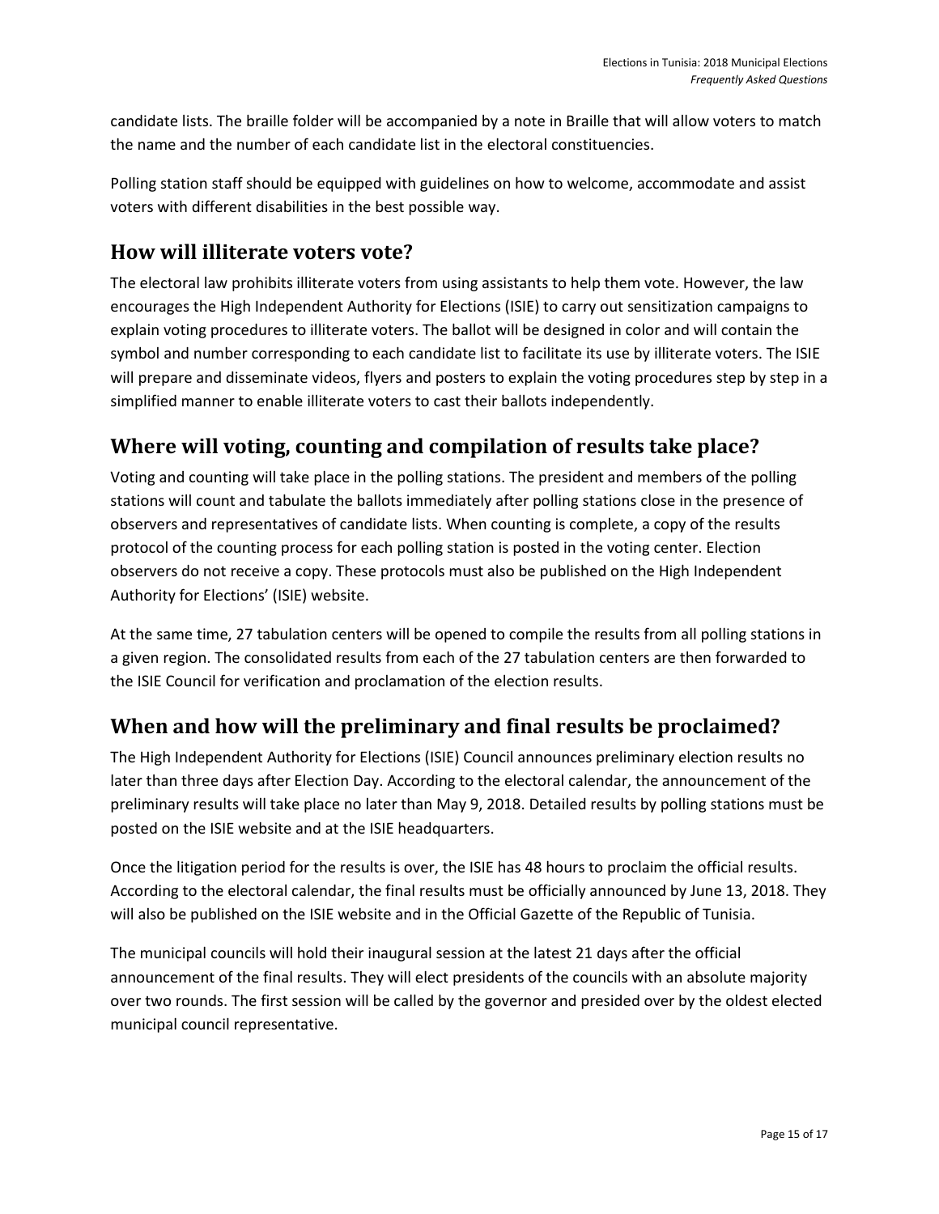candidate lists. The braille folder will be accompanied by a note in Braille that will allow voters to match the name and the number of each candidate list in the electoral constituencies.

Polling station staff should be equipped with guidelines on how to welcome, accommodate and assist voters with different disabilities in the best possible way.

## How will illiterate voters vote?

The electoral law prohibits illiterate voters from using assistants to help them vote. However, the law encourages the High Independent Authority for Elections (ISIE) to carry out sensitization campaigns to explain voting procedures to illiterate voters. The ballot will be designed in color and will contain the symbol and number corresponding to each candidate list to facilitate its use by illiterate voters. The ISIE will prepare and disseminate videos, flyers and posters to explain the voting procedures step by step in a simplified manner to enable illiterate voters to cast their ballots independently.

## Where will voting, counting and compilation of results take place?

Voting and counting will take place in the polling stations. The president and members of the polling stations will count and tabulate the ballots immediately after polling stations close in the presence of observers and representatives of candidate lists. When counting is complete, a copy of the results protocol of the counting process for each polling station is posted in the voting center. Election observers do not receive a copy. These protocols must also be published on the High Independent Authority for Elections' (ISIE) website.

At the same time, 27 tabulation centers will be opened to compile the results from all polling stations in a given region. The consolidated results from each of the 27 tabulation centers are then forwarded to the ISIE Council for verification and proclamation of the election results.

## When and how will the preliminary and final results be proclaimed?

The High Independent Authority for Elections (ISIE) Council announces preliminary election results no later than three days after Election Day. According to the electoral calendar, the announcement of the preliminary results will take place no later than May 9, 2018. Detailed results by polling stations must be posted on the ISIE website and at the ISIE headquarters.

Once the litigation period for the results is over, the ISIE has 48 hours to proclaim the official results. According to the electoral calendar, the final results must be officially announced by June 13, 2018. They will also be published on the ISIE website and in the Official Gazette of the Republic of Tunisia.

The municipal councils will hold their inaugural session at the latest 21 days after the official announcement of the final results. They will elect presidents of the councils with an absolute majority over two rounds. The first session will be called by the governor and presided over by the oldest elected municipal council representative.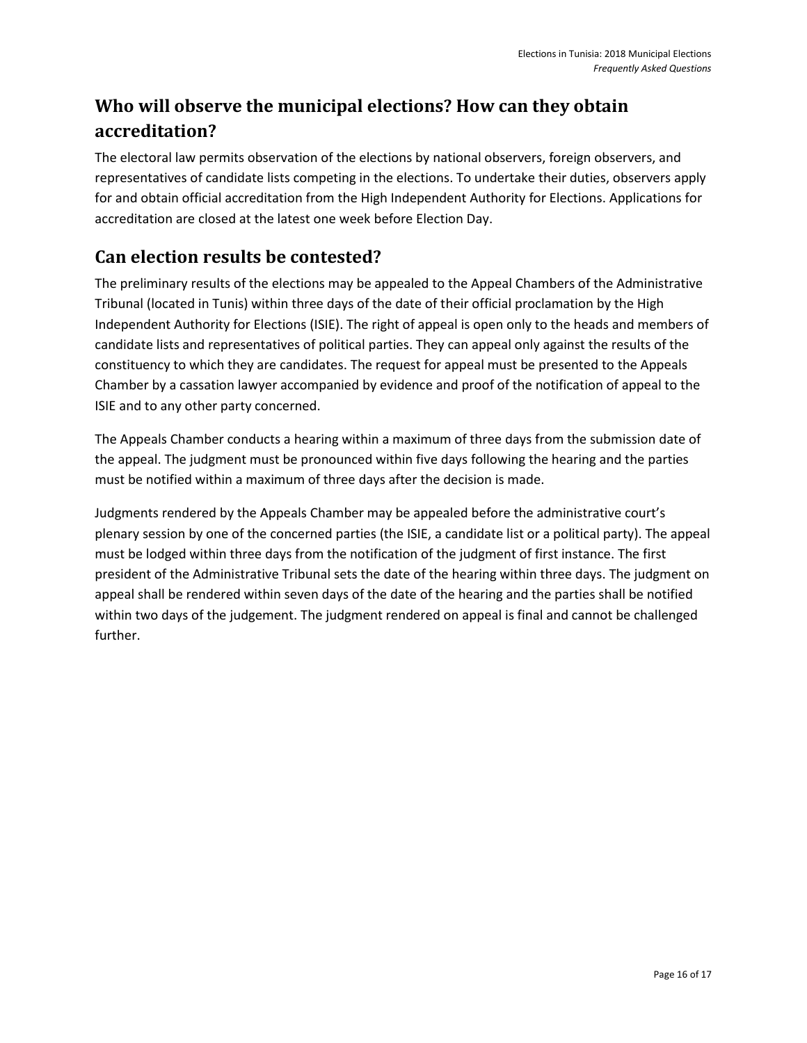## Who will observe the municipal elections? How can they obtain accreditation?

The electoral law permits observation of the elections by national observers, foreign observers, and representatives of candidate lists competing in the elections. To undertake their duties, observers apply for and obtain official accreditation from the High Independent Authority for Elections. Applications for accreditation are closed at the latest one week before Election Day.

## Can election results be contested?

The preliminary results of the elections may be appealed to the Appeal Chambers of the Administrative Tribunal (located in Tunis) within three days of the date of their official proclamation by the High Independent Authority for Elections (ISIE). The right of appeal is open only to the heads and members of candidate lists and representatives of political parties. They can appeal only against the results of the constituency to which they are candidates. The request for appeal must be presented to the Appeals Chamber by a cassation lawyer accompanied by evidence and proof of the notification of appeal to the ISIE and to any other party concerned.

The Appeals Chamber conducts a hearing within a maximum of three days from the submission date of the appeal. The judgment must be pronounced within five days following the hearing and the parties must be notified within a maximum of three days after the decision is made.

Judgments rendered by the Appeals Chamber may be appealed before the administrative court's plenary session by one of the concerned parties (the ISIE, a candidate list or a political party). The appeal must be lodged within three days from the notification of the judgment of first instance. The first president of the Administrative Tribunal sets the date of the hearing within three days. The judgment on appeal shall be rendered within seven days of the date of the hearing and the parties shall be notified within two days of the judgement. The judgment rendered on appeal is final and cannot be challenged further.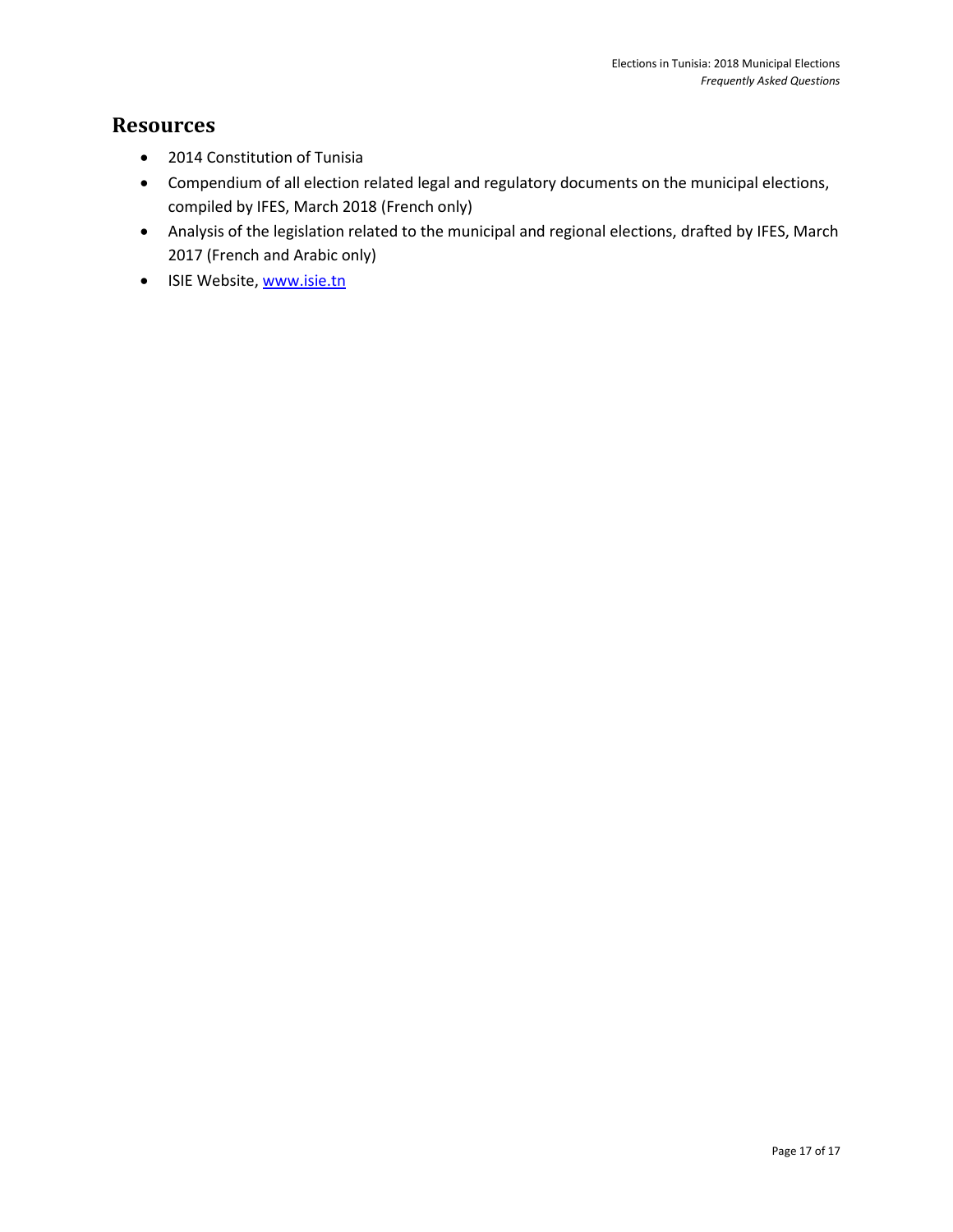## Resources

- 2014 Constitution of Tunisia
- Compendium of all election related legal and regulatory documents on the municipal elections, compiled by IFES, March 2018 (French only)
- Analysis of the legislation related to the municipal and regional elections, drafted by IFES, March 2017 (French and Arabic only)
- ISIE Website, [www.isie.tn](http://www.isie.tn)